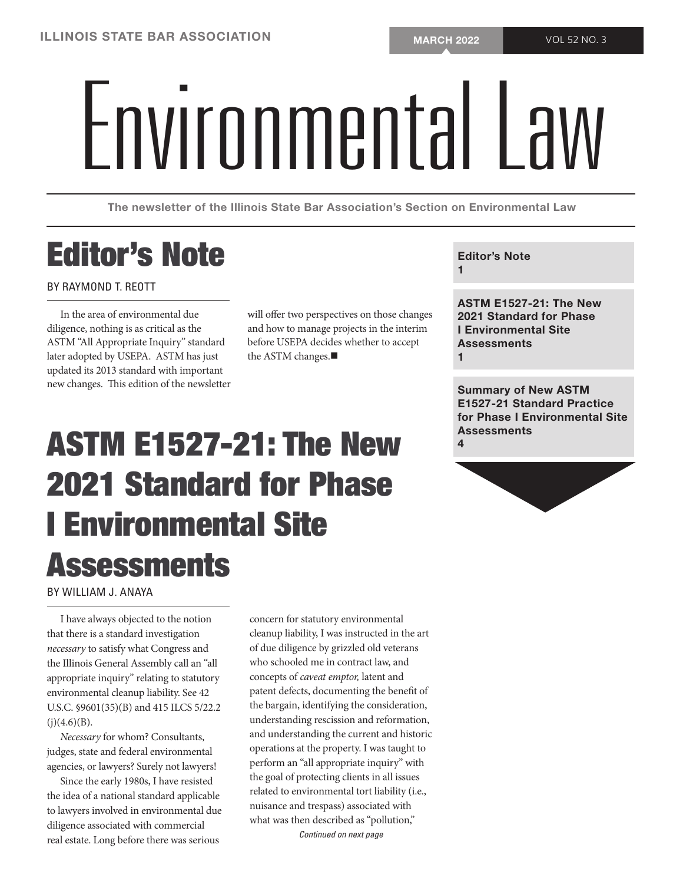# Environmental Law

The newsletter of the Illinois State Bar Association's Section on Environmental Law

**Editor's Note**
1

**ASTM E1527-21: The New 2021 Standard for Phase I Environmental Site Assessments**
1

**Summary of New ASTM E1527-21 Standard Practice for Phase I Environmental Site Assessments**
4

## Editor's Note

BY RAYMOND T. REOTT

In the area of environmental due diligence, nothing is as critical as the ASTM "All Appropriate Inquiry" standard later adopted by USEPA. ASTM has just updated its 2013 standard with important new changes. This edition of the newsletter will offer two perspectives on those changes and how to manage projects in the interim before USEPA decides whether to accept the ASTM changes.■

## ASTM E1527-21: The New 2021 Standard for Phase I Environmental Site Assessments

BY WILLIAM J. ANAYA

I have always objected to the notion that there is a standard investigation *necessary* to satisfy what Congress and the Illinois General Assembly call an "all appropriate inquiry" relating to statutory environmental cleanup liability. See 42 U.S.C. §9601(35)(B) and 415 ILCS 5/22.2 (j)(4.6)(B).

*Necessary* for whom? Consultants, judges, state and federal environmental agencies, or lawyers? Surely not lawyers!

Since the early 1980s, I have resisted the idea of a national standard applicable to lawyers involved in environmental due diligence associated with commercial real estate. Long before there was serious concern for statutory environmental cleanup liability, I was instructed in the art of due diligence by grizzled old veterans who schooled me in contract law, and concepts of *caveat emptor,* latent and patent defects, documenting the benefit of the bargain, identifying the consideration, understanding rescission and reformation, and understanding the current and historic operations at the property. I was taught to perform an "all appropriate inquiry" with the goal of protecting clients in all issues related to environmental tort liability (i.e., nuisance and trespass) associated with what was then described as "pollution,"

*Continued on next page*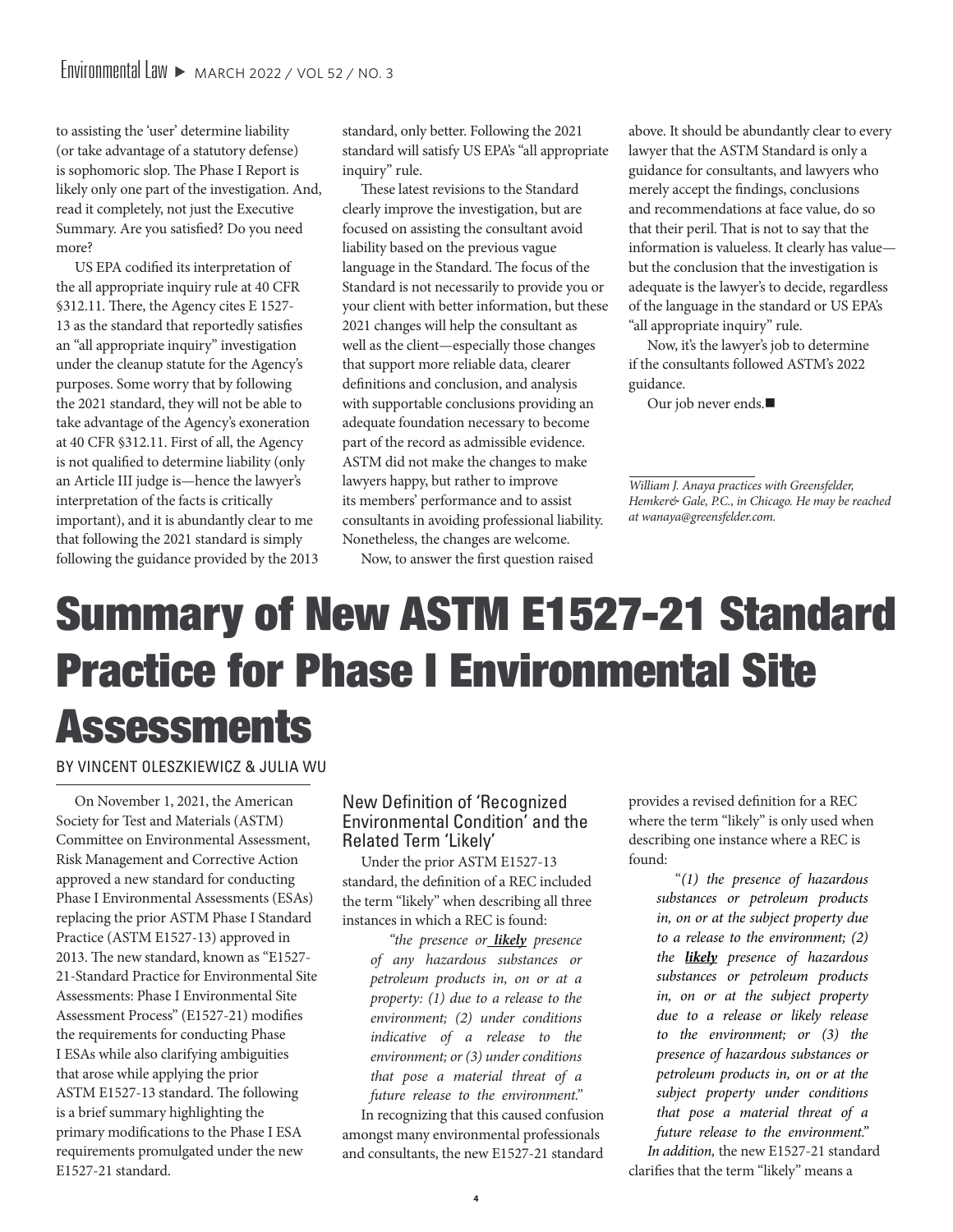to assisting the 'user' determine liability (or take advantage of a statutory defense) is sophomoric slop. The Phase I Report is likely only one part of the investigation. And, read it completely, not just the Executive Summary. Are you satisfied? Do you need more?

US EPA codified its interpretation of the all appropriate inquiry rule at 40 CFR §312.11. There, the Agency cites E 1527-13 as the standard that reportedly satisfies an "all appropriate inquiry" investigation under the cleanup statute for the Agency's purposes. Some worry that by following the 2021 standard, they will not be able to take advantage of the Agency's exoneration at 40 CFR §312.11. First of all, the Agency is not qualified to determine liability (only an Article III judge is—hence the lawyer's interpretation of the facts is critically important), and it is abundantly clear to me that following the 2021 standard is simply following the guidance provided by the 2013 standard, only better. Following the 2021 standard will satisfy US EPA's "all appropriate inquiry" rule.

These latest revisions to the Standard clearly improve the investigation, but are focused on assisting the consultant avoid liability based on the previous vague language in the Standard. The focus of the Standard is not necessarily to provide you or your client with better information, but these 2021 changes will help the consultant as well as the client—especially those changes that support more reliable data, clearer definitions and conclusion, and analysis with supportable conclusions providing an adequate foundation necessary to become part of the record as admissible evidence. ASTM did not make the changes to make lawyers happy, but rather to improve its members' performance and to assist consultants in avoiding professional liability. Nonetheless, the changes are welcome.

Now, to answer the first question raised above. It should be abundantly clear to every lawyer that the ASTM Standard is only a guidance for consultants, and lawyers who merely accept the findings, conclusions and recommendations at face value, do so that their peril. That is not to say that the information is valueless. It clearly has value—but the conclusion that the investigation is adequate is the lawyer's to decide, regardless of the language in the standard or US EPA's "all appropriate inquiry" rule.

Now, it's the lawyer's job to determine if the consultants followed ASTM's 2022 guidance.

Our job never ends.■

*William J. Anaya practices with Greensfelder, Hemker& Gale, P.C., in Chicago. He may be reached at wanaya@greensfelder.com.*

# Summary of New ASTM E1527-21 Standard Practice for Phase I Environmental Site Assessments

BY VINCENT OLESZKIEWICZ & JULIA WU

On November 1, 2021, the American Society for Test and Materials (ASTM) Committee on Environmental Assessment, Risk Management and Corrective Action approved a new standard for conducting Phase I Environmental Assessments (ESAs) replacing the prior ASTM Phase I Standard Practice (ASTM E1527-13) approved in 2013. The new standard, known as "E1527-21-Standard Practice for Environmental Site Assessments: Phase I Environmental Site Assessment Process" (E1527-21) modifies the requirements for conducting Phase I ESAs while also clarifying ambiguities that arose while applying the prior ASTM E1527-13 standard. The following is a brief summary highlighting the primary modifications to the Phase I ESA requirements promulgated under the new E1527-21 standard.

## New Definition of 'Recognized Environmental Condition' and the Related Term 'Likely'

Under the prior ASTM E1527-13 standard, the definition of a REC included the term "likely" when describing all three instances in which a REC is found:

> *"the presence or **likely** presence of any hazardous substances or petroleum products in, on or at a property: (1) due to a release to the environment; (2) under conditions indicative of a release to the environment; or (3) under conditions that pose a material threat of a future release to the environment."*

In recognizing that this caused confusion amongst many environmental professionals and consultants, the new E1527-21 standard provides a revised definition for a REC where the term "likely" is only used when describing one instance where a REC is found:

> *"(1) the presence of hazardous substances or petroleum products in, on or at the subject property due to a release to the environment; (2) the **likely** presence of hazardous substances or petroleum products in, on or at the subject property due to a release or likely release to the environment; or (3) the presence of hazardous substances or petroleum products in, on or at the subject property under conditions that pose a material threat of a future release to the environment."*

*In addition,* the new E1527-21 standard clarifies that the term "likely" means a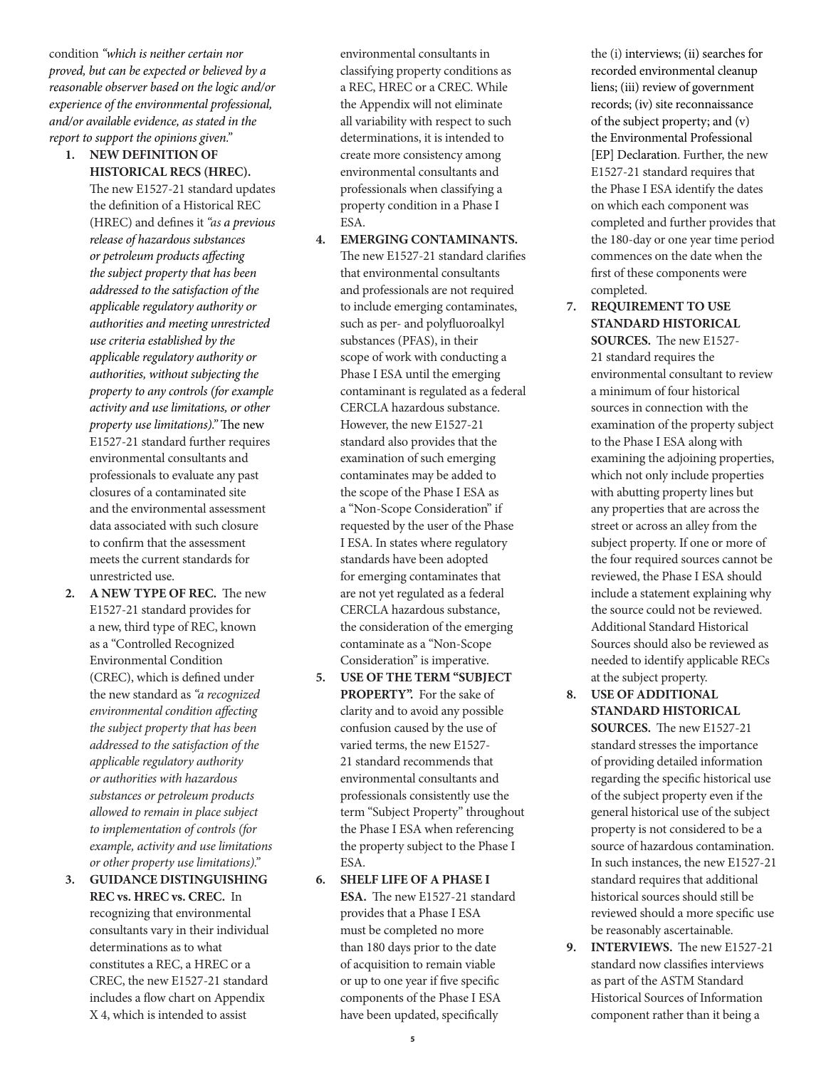condition *"which is neither certain nor proved, but can be expected or believed by a reasonable observer based on the logic and/or experience of the environmental professional, and/or available evidence, as stated in the report to support the opinions given."*

1. **NEW DEFINITION OF HISTORICAL RECS (HREC).** The new E1527-21 standard updates the definition of a Historical REC (HREC) and defines it *"as a previous release of hazardous substances or petroleum products affecting the subject property that has been addressed to the satisfaction of the applicable regulatory authority or authorities and meeting unrestricted use criteria established by the applicable regulatory authority or authorities, without subjecting the property to any controls (for example activity and use limitations, or other property use limitations)."* The new E1527-21 standard further requires environmental consultants and professionals to evaluate any past closures of a contaminated site and the environmental assessment data associated with such closure to confirm that the assessment meets the current standards for unrestricted use.

2. **A NEW TYPE OF REC.** The new E1527-21 standard provides for a new, third type of REC, known as a "Controlled Recognized Environmental Condition (CREC), which is defined under the new standard as *"a recognized environmental condition affecting the subject property that has been addressed to the satisfaction of the applicable regulatory authority or authorities with hazardous substances or petroleum products allowed to remain in place subject to implementation of controls (for example, activity and use limitations or other property use limitations)."*

3. **GUIDANCE DISTINGUISHING REC vs. HREC vs. CREC.** In recognizing that environmental consultants vary in their individual determinations as to what constitutes a REC, a HREC or a CREC, the new E1527-21 standard includes a flow chart on Appendix X 4, which is intended to assist environmental consultants in classifying property conditions as a REC, HREC or a CREC. While the Appendix will not eliminate all variability with respect to such determinations, it is intended to create more consistency among environmental consultants and professionals when classifying a property condition in a Phase I ESA.

4. **EMERGING CONTAMINANTS.** The new E1527-21 standard clarifies that environmental consultants and professionals are not required to include emerging contaminates, such as per- and polyfluoroalkyl substances (PFAS), in their scope of work with conducting a Phase I ESA until the emerging contaminant is regulated as a federal CERCLA hazardous substance. However, the new E1527-21 standard also provides that the examination of such emerging contaminates may be added to the scope of the Phase I ESA as a "Non-Scope Consideration" if requested by the user of the Phase I ESA. In states where regulatory standards have been adopted for emerging contaminates that are not yet regulated as a federal CERCLA hazardous substance, the consideration of the emerging contaminate as a "Non-Scope Consideration" is imperative.

5. **USE OF THE TERM "SUBJECT PROPERTY".** For the sake of clarity and to avoid any possible confusion caused by the use of varied terms, the new E1527-21 standard recommends that environmental consultants and professionals consistently use the term "Subject Property" throughout the Phase I ESA when referencing the property subject to the Phase I ESA.

6. **SHELF LIFE OF A PHASE I ESA.** The new E1527-21 standard provides that a Phase I ESA must be completed no more than 180 days prior to the date of acquisition to remain viable or up to one year if five specific components of the Phase I ESA have been updated, specifically the (i) interviews; (ii) searches for recorded environmental cleanup liens; (iii) review of government records; (iv) site reconnaissance of the subject property; and (v) the Environmental Professional [EP] Declaration. Further, the new E1527-21 standard requires that the Phase I ESA identify the dates on which each component was completed and further provides that the 180-day or one year time period commences on the date when the first of these components were completed.

7. **REQUIREMENT TO USE STANDARD HISTORICAL SOURCES.** The new E1527-21 standard requires the environmental consultant to review a minimum of four historical sources in connection with the examination of the property subject to the Phase I ESA along with examining the adjoining properties, which not only include properties with abutting property lines but any properties that are across the street or across an alley from the subject property. If one or more of the four required sources cannot be reviewed, the Phase I ESA should include a statement explaining why the source could not be reviewed. Additional Standard Historical Sources should also be reviewed as needed to identify applicable RECs at the subject property.

8. **USE OF ADDITIONAL STANDARD HISTORICAL SOURCES.** The new E1527-21 standard stresses the importance of providing detailed information regarding the specific historical use of the subject property even if the general historical use of the subject property is not considered to be a source of hazardous contamination. In such instances, the new E1527-21 standard requires that additional historical sources should still be reviewed should a more specific use be reasonably ascertainable.

9. **INTERVIEWS.** The new E1527-21 standard now classifies interviews as part of the ASTM Standard Historical Sources of Information component rather than it being a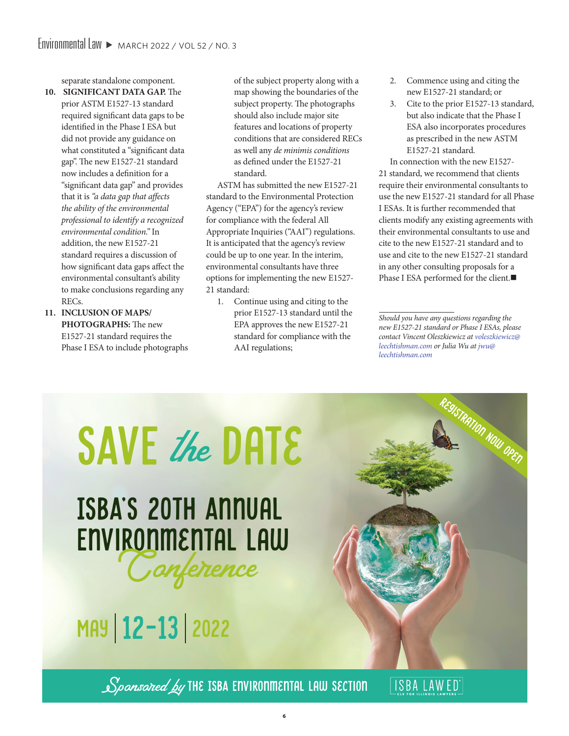separate standalone component.

10. **SIGNIFICANT DATA GAP.** The prior ASTM E1527-13 standard required significant data gaps to be identified in the Phase I ESA but did not provide any guidance on what constituted a "significant data gap". The new E1527-21 standard now includes a definition for a "significant data gap" and provides that it is *"a data gap that affects the ability of the environmental professional to identify a recognized environmental condition."* In addition, the new E1527-21 standard requires a discussion of how significant data gaps affect the environmental consultant's ability to make conclusions regarding any RECs.

11. **INCLUSION OF MAPS/ PHOTOGRAPHS:** The new E1527-21 standard requires the Phase I ESA to include photographs of the subject property along with a map showing the boundaries of the subject property. The photographs should also include major site features and locations of property conditions that are considered RECs as well any *de minimis conditions* as defined under the E1527-21 standard.

ASTM has submitted the new E1527-21 standard to the Environmental Protection Agency ("EPA") for the agency's review for compliance with the federal All Appropriate Inquiries ("AAI") regulations. It is anticipated that the agency's review could be up to one year. In the interim, environmental consultants have three options for implementing the new E1527-21 standard:

1. Continue using and citing to the prior E1527-13 standard until the EPA approves the new E1527-21 standard for compliance with the AAI regulations;
2. Commence using and citing the new E1527-21 standard; or
3. Cite to the prior E1527-13 standard, but also indicate that the Phase I ESA also incorporates procedures as prescribed in the new ASTM E1527-21 standard.

In connection with the new E1527-21 standard, we recommend that clients require their environmental consultants to use the new E1527-21 standard for all Phase I ESAs. It is further recommended that clients modify any existing agreements with their environmental consultants to use and cite to the new E1527-21 standard and to use and cite to the new E1527-21 standard in any other consulting proposals for a Phase I ESA performed for the client.■

---

*Should you have any questions regarding the new E1527-21 standard or Phase I ESAs, please contact Vincent Oleszkiewicz at voleszkiewicz@leechtishman.com or Julia Wu at jwu@leechtishman.com*

REGISTRATION NOW OPEN

# SAVE *the* DATE

## ISBA'S 20TH ANNUAL ENVIRONMENTAL LAW *Conference*

MAY | 12-13 | 2022

*Sponsored by* THE ISBA ENVIRONMENTAL LAW SECTION

ISBA LAWED — CLE FOR ILLINOIS LAWYERS